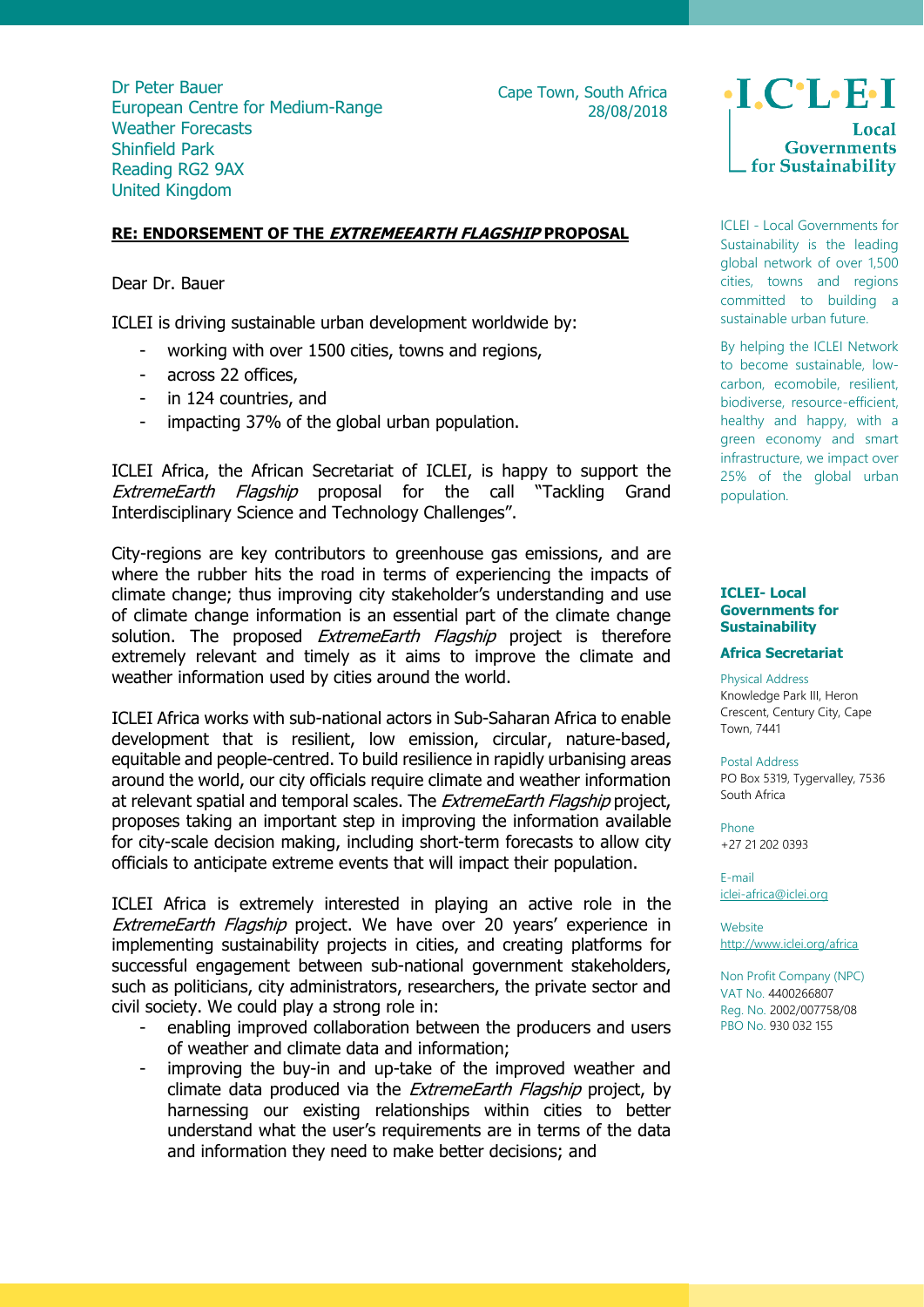Dr Peter Bauer
European Centre for Medium-Range Weather Forecasts
Shinfield Park
Reading RG2 9AX
United Kingdom

Cape Town, South Africa
28/08/2018

**ICLEI**
**Local Governments for Sustainability**

**RE: ENDORSEMENT OF THE *EXTREMEEARTH FLAGSHIP* PROPOSAL**

Dear Dr. Bauer

ICLEI is driving sustainable urban development worldwide by:

- working with over 1500 cities, towns and regions,
- across 22 offices,
- in 124 countries, and
- impacting 37% of the global urban population.

ICLEI Africa, the African Secretariat of ICLEI, is happy to support the *ExtremeEarth Flagship* proposal for the call "Tackling Grand Interdisciplinary Science and Technology Challenges".

City-regions are key contributors to greenhouse gas emissions, and are where the rubber hits the road in terms of experiencing the impacts of climate change; thus improving city stakeholder's understanding and use of climate change information is an essential part of the climate change solution. The proposed *ExtremeEarth Flagship* project is therefore extremely relevant and timely as it aims to improve the climate and weather information used by cities around the world.

ICLEI Africa works with sub-national actors in Sub-Saharan Africa to enable development that is resilient, low emission, circular, nature-based, equitable and people-centred. To build resilience in rapidly urbanising areas around the world, our city officials require climate and weather information at relevant spatial and temporal scales. The *ExtremeEarth Flagship* project, proposes taking an important step in improving the information available for city-scale decision making, including short-term forecasts to allow city officials to anticipate extreme events that will impact their population.

ICLEI Africa is extremely interested in playing an active role in the *ExtremeEarth Flagship* project. We have over 20 years' experience in implementing sustainability projects in cities, and creating platforms for successful engagement between sub-national government stakeholders, such as politicians, city administrators, researchers, the private sector and civil society. We could play a strong role in:

- enabling improved collaboration between the producers and users of weather and climate data and information;
- improving the buy-in and up-take of the improved weather and climate data produced via the *ExtremeEarth Flagship* project, by harnessing our existing relationships within cities to better understand what the user's requirements are in terms of the data and information they need to make better decisions; and

ICLEI - Local Governments for Sustainability is the leading global network of over 1,500 cities, towns and regions committed to building a sustainable urban future.

By helping the ICLEI Network to become sustainable, low-carbon, ecomobile, resilient, biodiverse, resource-efficient, healthy and happy, with a green economy and smart infrastructure, we impact over 25% of the global urban population.

**ICLEI- Local Governments for Sustainability**

**Africa Secretariat**

Physical Address
Knowledge Park III, Heron Crescent, Century City, Cape Town, 7441

Postal Address
PO Box 5319, Tygervalley, 7536 South Africa

Phone
+27 21 202 0393

E-mail
iclei-africa@iclei.org

Website
http://www.iclei.org/africa

Non Profit Company (NPC)
VAT No. 4400266807
Reg. No. 2002/007758/08
PBO No. 930 032 155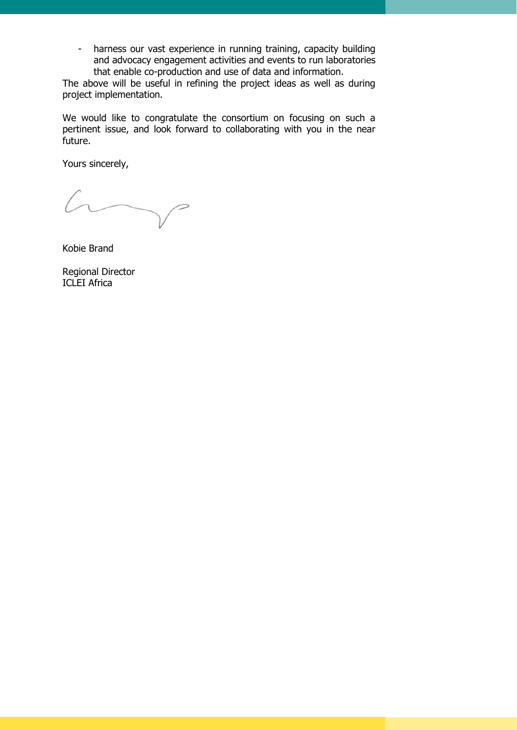- harness our vast experience in running training, capacity building and advocacy engagement activities and events to run laboratories that enable co-production and use of data and information.

The above will be useful in refining the project ideas as well as during project implementation.

We would like to congratulate the consortium on focusing on such a pertinent issue, and look forward to collaborating with you in the near future.

Yours sincerely,

Kobie Brand

Regional Director
ICLEI Africa